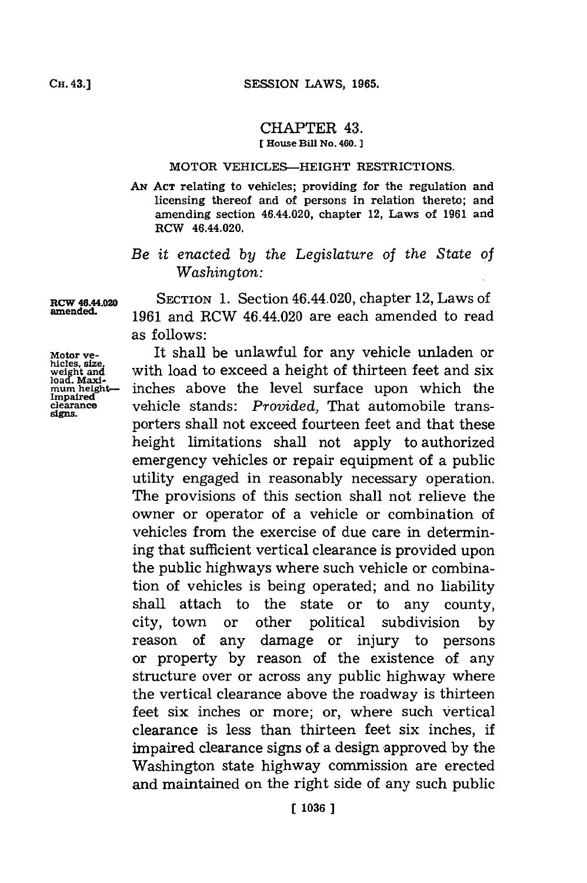# CHAPTER 43.

[ House Bill No. 460. ]

MOTOR VEHICLES—HEIGHT RESTRICTIONS.

AN ACT relating to vehicles; providing for the regulation and licensing thereof and of persons in relation thereto; and amending section 46.44.020, chapter 12, Laws of 1961 and RCW 46.44.020.

*Be it enacted by the Legislature of the State of Washington:*

**RCW 46.44.020 amended.**

SECTION 1. Section 46.44.020, chapter 12, Laws of 1961 and RCW 46.44.020 are each amended to read as follows:

**Motor vehicles, size, weight and load. Maximum height—Impaired clearance signs.**

It shall be unlawful for any vehicle unladen or with load to exceed a height of thirteen feet and six inches above the level surface upon which the vehicle stands: *Provided,* That automobile transporters shall not exceed fourteen feet and that these height limitations shall not apply to authorized emergency vehicles or repair equipment of a public utility engaged in reasonably necessary operation. The provisions of this section shall not relieve the owner or operator of a vehicle or combination of vehicles from the exercise of due care in determining that sufficient vertical clearance is provided upon the public highways where such vehicle or combination of vehicles is being operated; and no liability shall attach to the state or to any county, city, town or other political subdivision by reason of any damage or injury to persons or property by reason of the existence of any structure over or across any public highway where the vertical clearance above the roadway is thirteen feet six inches or more; or, where such vertical clearance is less than thirteen feet six inches, if impaired clearance signs of a design approved by the Washington state highway commission are erected and maintained on the right side of any such public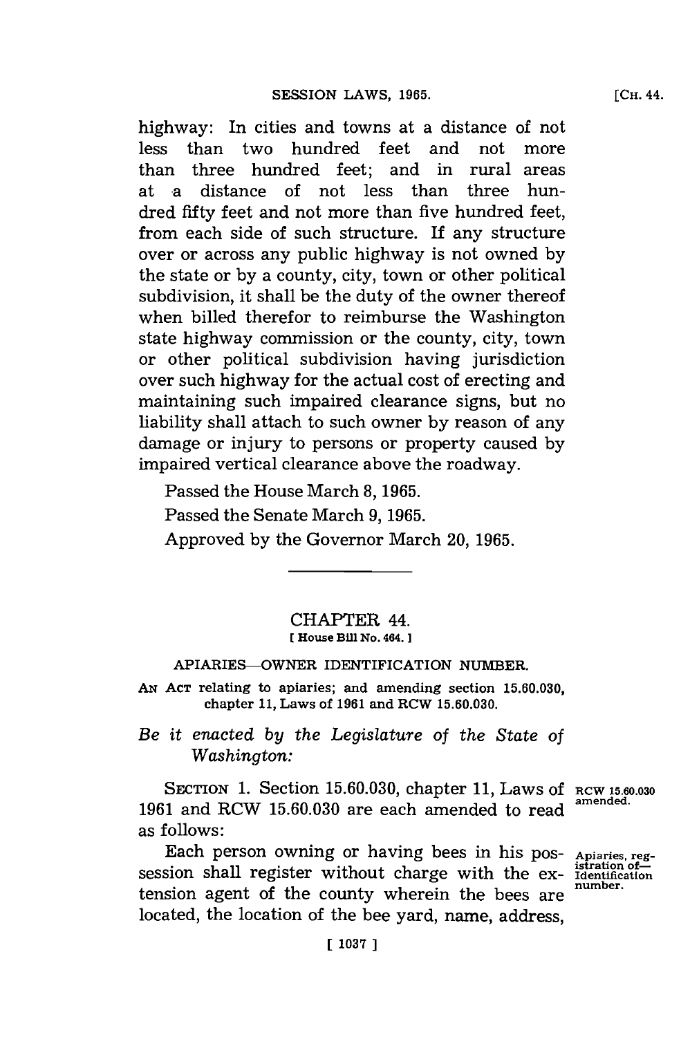highway: In cities and towns at a distance of not less than two hundred feet and not more than three hundred feet; and in rural areas at a distance of not less than three hundred fifty feet and not more than five hundred feet, from each side of such structure. If any structure over or across any public highway is not owned by the state or by a county, city, town or other political subdivision, it shall be the duty of the owner thereof when billed therefor to reimburse the Washington state highway commission or the county, city, town or other political subdivision having jurisdiction over such highway for the actual cost of erecting and maintaining such impaired clearance signs, but no liability shall attach to such owner by reason of any damage or injury to persons or property caused by impaired vertical clearance above the roadway.

Passed the House March 8, 1965.

Passed the Senate March 9, 1965.

Approved by the Governor March 20, 1965.

---

## CHAPTER 44.

[ House Bill No. 464. ]

### APIARIES—OWNER IDENTIFICATION NUMBER.

AN ACT relating to apiaries; and amending section 15.60.030, chapter 11, Laws of 1961 and RCW 15.60.030.

*Be it enacted by the Legislature of the State of Washington:*

SECTION 1. Section 15.60.030, chapter 11, Laws of 1961 and RCW 15.60.030 are each amended to read as follows:

RCW 15.60.030 amended.

Apiaries, registration of—Identification number.

Each person owning or having bees in his possession shall register without charge with the extension agent of the county wherein the bees are located, the location of the bee yard, name, address,